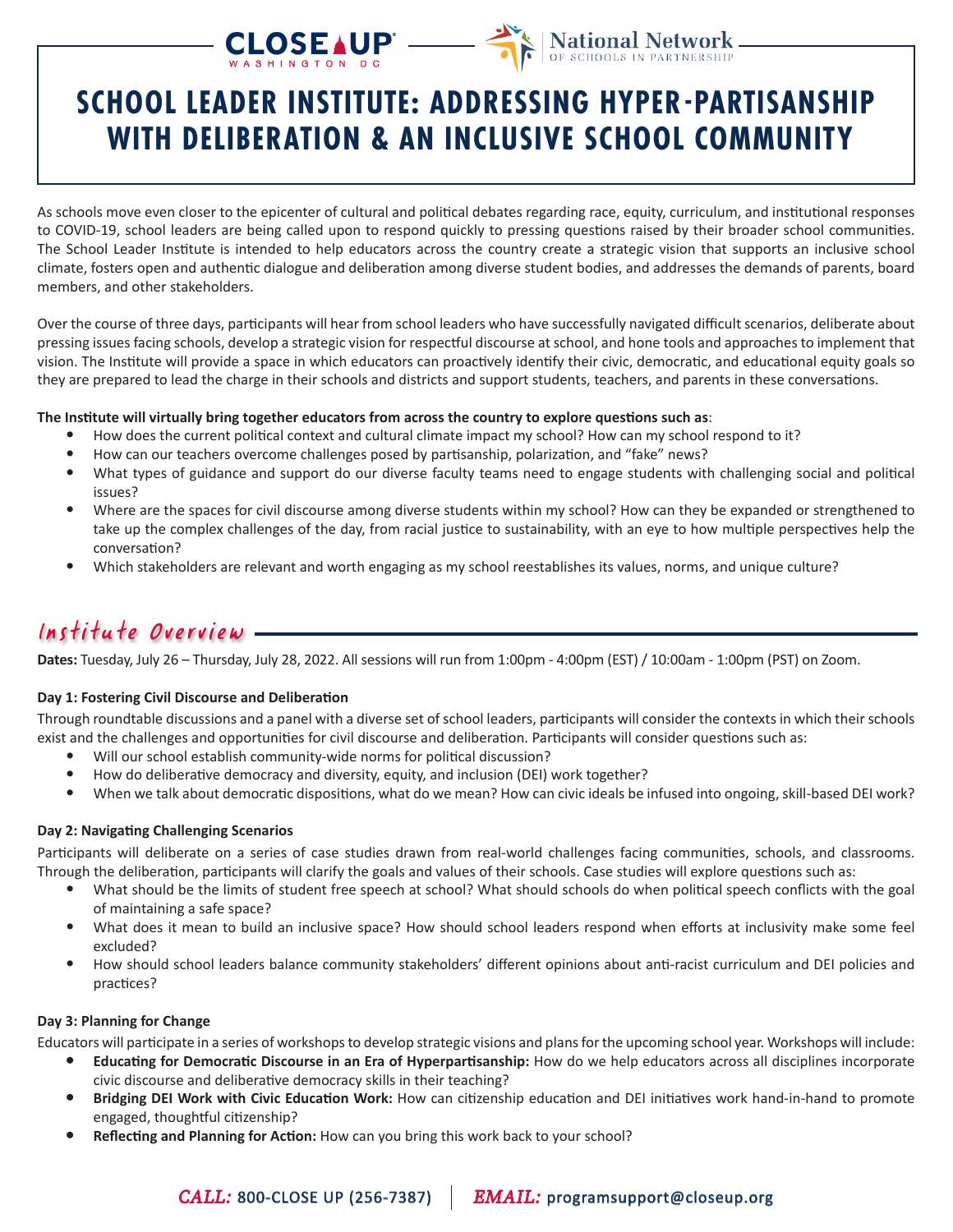CLOSE UP WASHINGTON DC — National Network OF SCHOOLS IN PARTNERSHIP

# SCHOOL LEADER INSTITUTE: ADDRESSING HYPER-PARTISANSHIP WITH DELIBERATION & AN INCLUSIVE SCHOOL COMMUNITY

As schools move even closer to the epicenter of cultural and political debates regarding race, equity, curriculum, and institutional responses to COVID-19, school leaders are being called upon to respond quickly to pressing questions raised by their broader school communities. The School Leader Institute is intended to help educators across the country create a strategic vision that supports an inclusive school climate, fosters open and authentic dialogue and deliberation among diverse student bodies, and addresses the demands of parents, board members, and other stakeholders.

Over the course of three days, participants will hear from school leaders who have successfully navigated difficult scenarios, deliberate about pressing issues facing schools, develop a strategic vision for respectful discourse at school, and hone tools and approaches to implement that vision. The Institute will provide a space in which educators can proactively identify their civic, democratic, and educational equity goals so they are prepared to lead the charge in their schools and districts and support students, teachers, and parents in these conversations.

**The Institute will virtually bring together educators from across the country to explore questions such as**:

- How does the current political context and cultural climate impact my school? How can my school respond to it?
- How can our teachers overcome challenges posed by partisanship, polarization, and "fake" news?
- What types of guidance and support do our diverse faculty teams need to engage students with challenging social and political issues?
- Where are the spaces for civil discourse among diverse students within my school? How can they be expanded or strengthened to take up the complex challenges of the day, from racial justice to sustainability, with an eye to how multiple perspectives help the conversation?
- Which stakeholders are relevant and worth engaging as my school reestablishes its values, norms, and unique culture?

## Institute Overview

**Dates:** Tuesday, July 26 – Thursday, July 28, 2022. All sessions will run from 1:00pm - 4:00pm (EST) / 10:00am - 1:00pm (PST) on Zoom.

### Day 1: Fostering Civil Discourse and Deliberation

Through roundtable discussions and a panel with a diverse set of school leaders, participants will consider the contexts in which their schools exist and the challenges and opportunities for civil discourse and deliberation. Participants will consider questions such as:

- Will our school establish community-wide norms for political discussion?
- How do deliberative democracy and diversity, equity, and inclusion (DEI) work together?
- When we talk about democratic dispositions, what do we mean? How can civic ideals be infused into ongoing, skill-based DEI work?

### Day 2: Navigating Challenging Scenarios

Participants will deliberate on a series of case studies drawn from real-world challenges facing communities, schools, and classrooms. Through the deliberation, participants will clarify the goals and values of their schools. Case studies will explore questions such as:

- What should be the limits of student free speech at school? What should schools do when political speech conflicts with the goal of maintaining a safe space?
- What does it mean to build an inclusive space? How should school leaders respond when efforts at inclusivity make some feel excluded?
- How should school leaders balance community stakeholders' different opinions about anti-racist curriculum and DEI policies and practices?

### Day 3: Planning for Change

Educators will participate in a series of workshops to develop strategic visions and plans for the upcoming school year. Workshops will include:

- **Educating for Democratic Discourse in an Era of Hyperpartisanship:** How do we help educators across all disciplines incorporate civic discourse and deliberative democracy skills in their teaching?
- **Bridging DEI Work with Civic Education Work:** How can citizenship education and DEI initiatives work hand-in-hand to promote engaged, thoughtful citizenship?
- **Reflecting and Planning for Action:** How can you bring this work back to your school?

*CALL:* 800-CLOSE UP (256-7387) | *EMAIL:* programsupport@closeup.org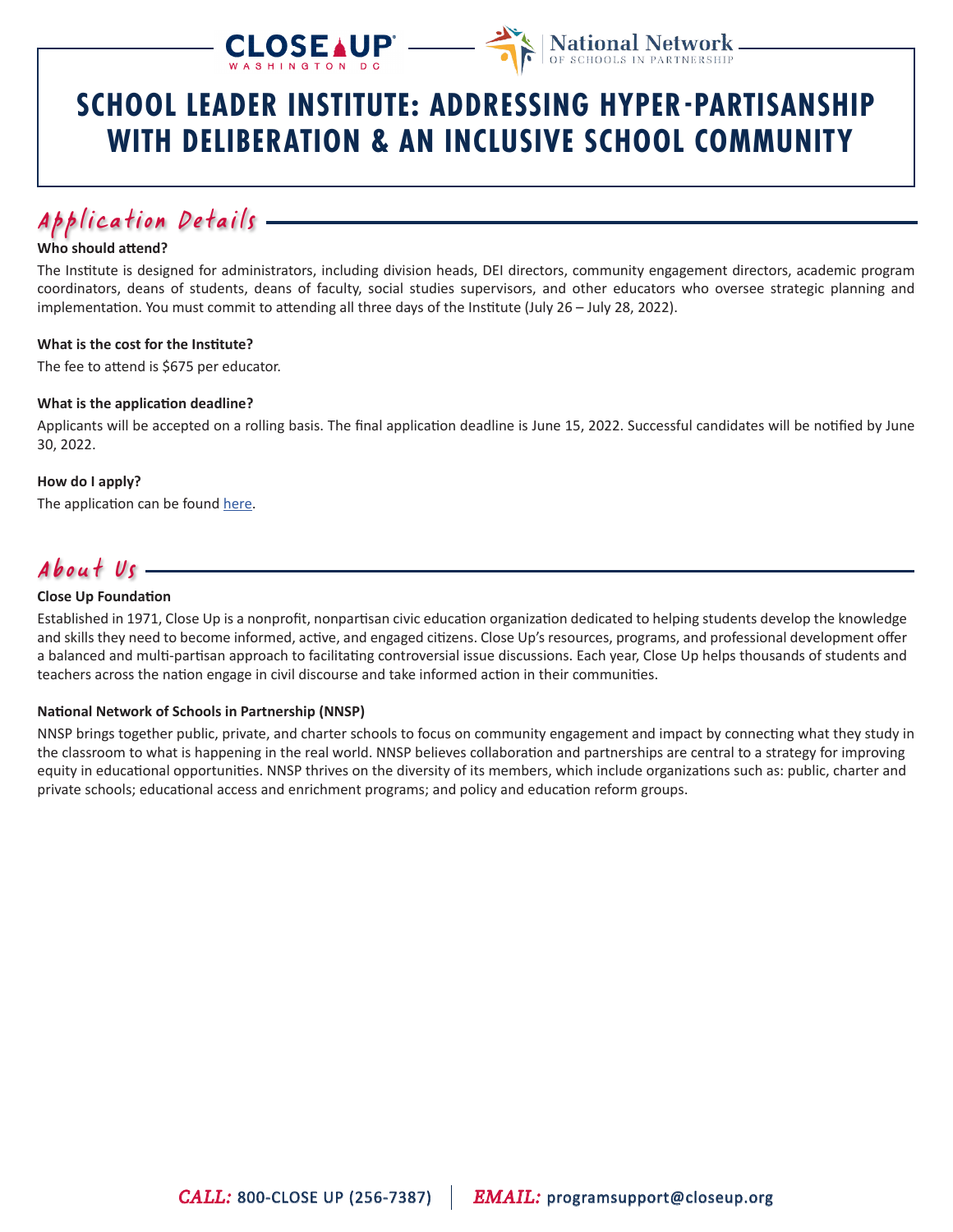# SCHOOL LEADER INSTITUTE: ADDRESSING HYPER-PARTISANSHIP WITH DELIBERATION & AN INCLUSIVE SCHOOL COMMUNITY

## Application Details

**Who should attend?**

The Institute is designed for administrators, including division heads, DEI directors, community engagement directors, academic program coordinators, deans of students, deans of faculty, social studies supervisors, and other educators who oversee strategic planning and implementation. You must commit to attending all three days of the Institute (July 26 – July 28, 2022).

**What is the cost for the Institute?**

The fee to attend is $675 per educator.

**What is the application deadline?**

Applicants will be accepted on a rolling basis. The final application deadline is June 15, 2022. Successful candidates will be notified by June 30, 2022.

**How do I apply?**

The application can be found here.

## About Us

**Close Up Foundation**

Established in 1971, Close Up is a nonprofit, nonpartisan civic education organization dedicated to helping students develop the knowledge and skills they need to become informed, active, and engaged citizens. Close Up's resources, programs, and professional development offer a balanced and multi-partisan approach to facilitating controversial issue discussions. Each year, Close Up helps thousands of students and teachers across the nation engage in civil discourse and take informed action in their communities.

**National Network of Schools in Partnership (NNSP)**

NNSP brings together public, private, and charter schools to focus on community engagement and impact by connecting what they study in the classroom to what is happening in the real world. NNSP believes collaboration and partnerships are central to a strategy for improving equity in educational opportunities. NNSP thrives on the diversity of its members, which include organizations such as: public, charter and private schools; educational access and enrichment programs; and policy and education reform groups.

*CALL:* 800-CLOSE UP (256-7387) | *EMAIL:* programsupport@closeup.org